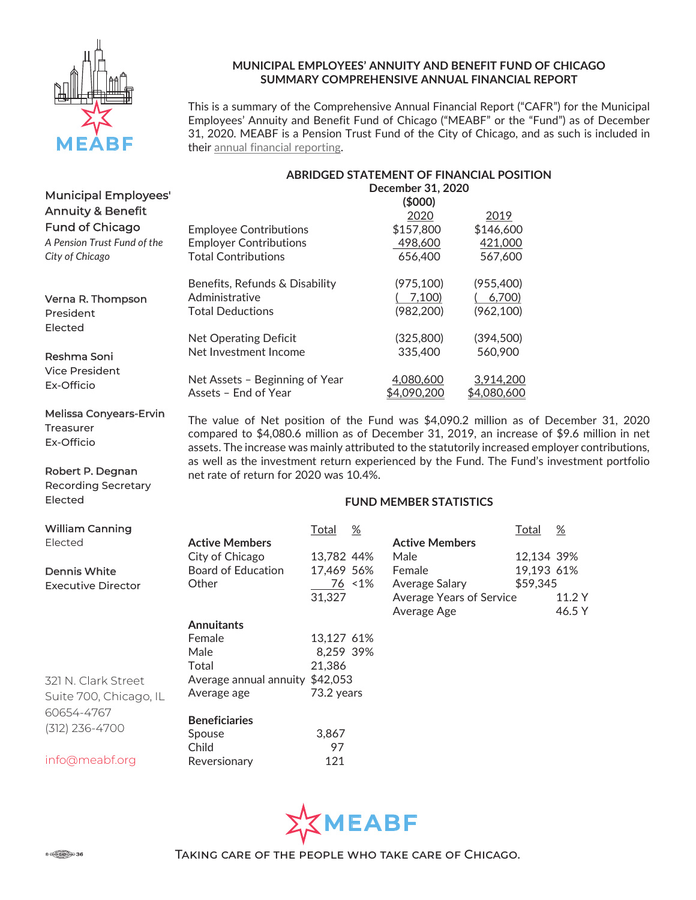# MUNICIPAL EMPLOYEES' ANNUITY AND BENEFIT FUND OF CHICAGO
## SUMMARY COMPREHENSIVE ANNUAL FINANCIAL REPORT

This is a summary of the Comprehensive Annual Financial Report ("CAFR") for the Municipal Employees' Annuity and Benefit Fund of Chicago ("MEABF" or the "Fund") as of December 31, 2020. MEABF is a Pension Trust Fund of the City of Chicago, and as such is included in their annual financial reporting.

**Municipal Employees' Annuity & Benefit Fund of Chicago**
*A Pension Trust Fund of the City of Chicago*

**Verna R. Thompson**
President
Elected

**Reshma Soni**
Vice President
Ex-Officio

**Melissa Conyears-Ervin**
Treasurer
Ex-Officio

**Robert P. Degnan**
Recording Secretary
Elected

**William Canning**
Elected

**Dennis White**
Executive Director

321 N. Clark Street
Suite 700, Chicago, IL
60654-4767
(312) 236-4700

info@meabf.org

### ABRIDGED STATEMENT OF FINANCIAL POSITION
**December 31, 2020**
**($000)**

| | 2020 | 2019 |
|---|---|---|
| Employee Contributions | $157,800 | $146,600 |
| Employer Contributions | 498,600 | 421,000 |
| Total Contributions | 656,400 | 567,600 |
| | | |
| Benefits, Refunds & Disability | (975,100) | (955,400) |
| Administrative | ( 7,100) | ( 6,700) |
| Total Deductions | (982,200) | (962,100) |
| | | |
| Net Operating Deficit | (325,800) | (394,500) |
| Net Investment Income | 335,400 | 560,900 |
| | | |
| Net Assets – Beginning of Year | 4,080,600 | 3,914,200 |
| Assets – End of Year | $4,090,200 | $4,080,600 |

The value of Net position of the Fund was $4,090.2 million as of December 31, 2020 compared to $4,080.6 million as of December 31, 2019, an increase of $9.6 million in net assets. The increase was mainly attributed to the statutorily increased employer contributions, as well as the investment return experienced by the Fund. The Fund's investment portfolio net rate of return for 2020 was 10.4%.

### FUND MEMBER STATISTICS

| | Total | % |
|---|---|---|
| **Active Members** | | |
| City of Chicago | 13,782 | 44% |
| Board of Education | 17,469 | 56% |
| Other | 76 | <1% |
| | 31,327 | |
| **Annuitants** | | |
| Female | 13,127 | 61% |
| Male | 8,259 | 39% |
| Total | 21,386 | |
| Average annual annuity | $42,053 | |
| Average age | 73.2 years | |
| **Beneficiaries** | | |
| Spouse | 3,867 | |
| Child | 97 | |
| Reversionary | 121 | |

| | Total | % |
|---|---|---|
| **Active Members** | | |
| Male | 12,134 | 39% |
| Female | 19,193 | 61% |
| Average Salary | $59,345 | |
| Average Years of Service | | 11.2 Y |
| Average Age | | 46.5 Y |

MEABF

Taking care of the people who take care of Chicago.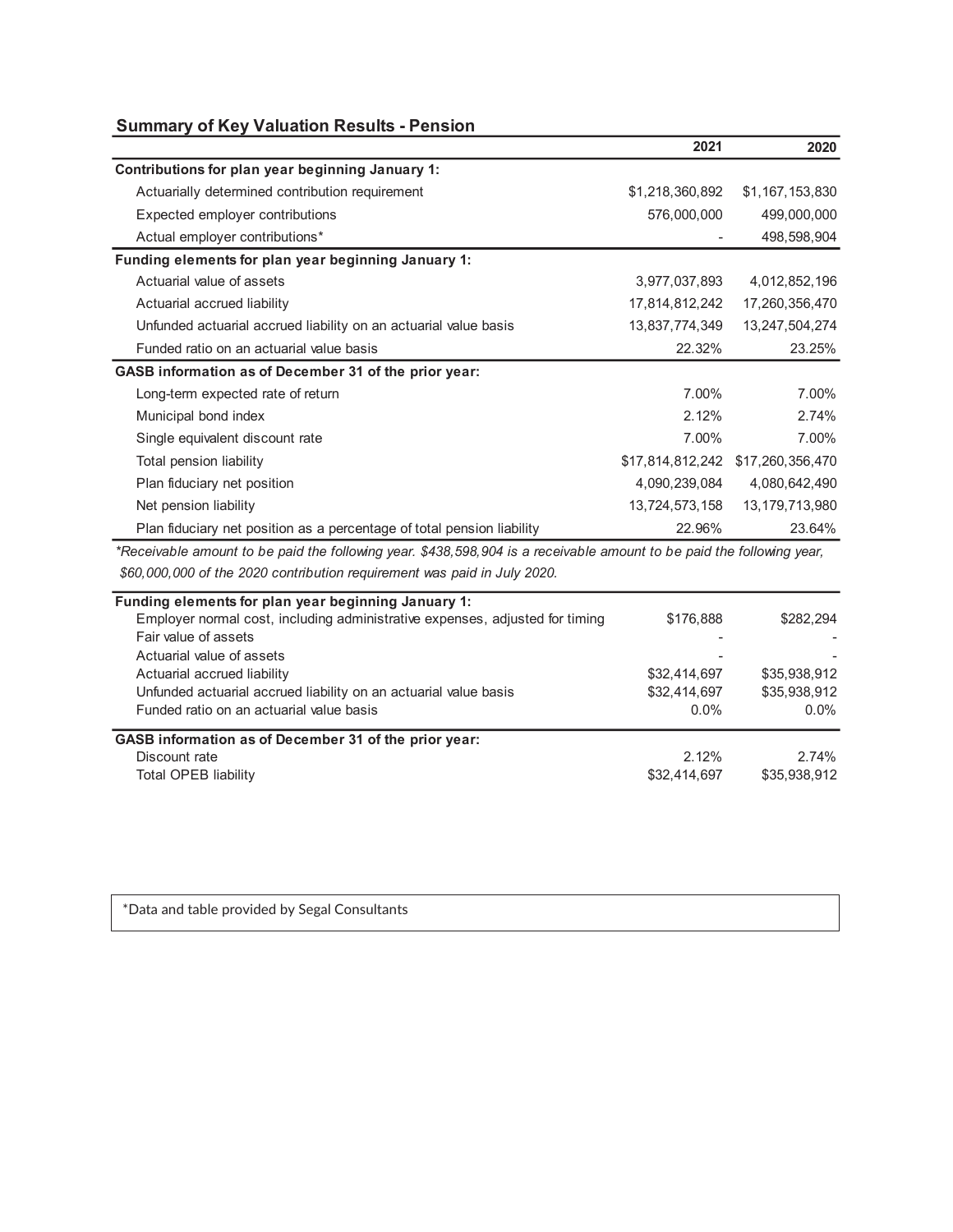## Summary of Key Valuation Results - Pension

| | 2021 | 2020 |
|---|---|---|
| **Contributions for plan year beginning January 1:** | | |
| Actuarially determined contribution requirement | $1,218,360,892 | $1,167,153,830 |
| Expected employer contributions | 576,000,000 | 499,000,000 |
| Actual employer contributions* | - | 498,598,904 |
| **Funding elements for plan year beginning January 1:** | | |
| Actuarial value of assets | 3,977,037,893 | 4,012,852,196 |
| Actuarial accrued liability | 17,814,812,242 | 17,260,356,470 |
| Unfunded actuarial accrued liability on an actuarial value basis | 13,837,774,349 | 13,247,504,274 |
| Funded ratio on an actuarial value basis | 22.32% | 23.25% |
| **GASB information as of December 31 of the prior year:** | | |
| Long-term expected rate of return | 7.00% | 7.00% |
| Municipal bond index | 2.12% | 2.74% |
| Single equivalent discount rate | 7.00% | 7.00% |
| Total pension liability | $17,814,812,242 | $17,260,356,470 |
| Plan fiduciary net position | 4,090,239,084 | 4,080,642,490 |
| Net pension liability | 13,724,573,158 | 13,179,713,980 |
| Plan fiduciary net position as a percentage of total pension liability | 22.96% | 23.64% |

*\*Receivable amount to be paid the following year. $438,598,904 is a receivable amount to be paid the following year, $60,000,000 of the 2020 contribution requirement was paid in July 2020.*

| | 2021 | 2020 |
|---|---|---|
| **Funding elements for plan year beginning January 1:** | | |
| Employer normal cost, including administrative expenses, adjusted for timing | $176,888 | $282,294 |
| Fair value of assets | - | - |
| Actuarial value of assets | - | - |
| Actuarial accrued liability | $32,414,697 | $35,938,912 |
| Unfunded actuarial accrued liability on an actuarial value basis | $32,414,697 | $35,938,912 |
| Funded ratio on an actuarial value basis | 0.0% | 0.0% |
| **GASB information as of December 31 of the prior year:** | | |
| Discount rate | 2.12% | 2.74% |
| Total OPEB liability | $32,414,697 | $35,938,912 |

*Data and table provided by Segal Consultants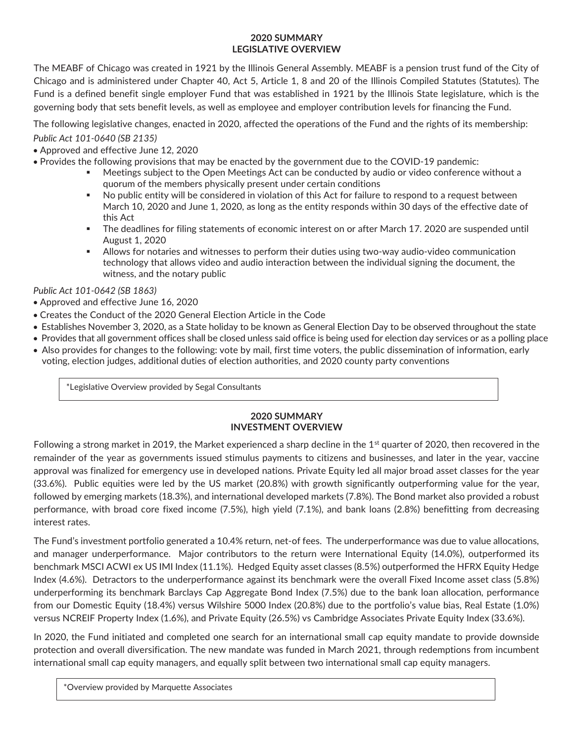## 2020 SUMMARY
## LEGISLATIVE OVERVIEW

The MEABF of Chicago was created in 1921 by the Illinois General Assembly. MEABF is a pension trust fund of the City of Chicago and is administered under Chapter 40, Act 5, Article 1, 8 and 20 of the Illinois Compiled Statutes (Statutes). The Fund is a defined benefit single employer Fund that was established in 1921 by the Illinois State legislature, which is the governing body that sets benefit levels, as well as employee and employer contribution levels for financing the Fund.

The following legislative changes, enacted in 2020, affected the operations of the Fund and the rights of its membership:

*Public Act 101-0640 (SB 2135)*

- Approved and effective June 12, 2020
- Provides the following provisions that may be enacted by the government due to the COVID-19 pandemic:
  - Meetings subject to the Open Meetings Act can be conducted by audio or video conference without a quorum of the members physically present under certain conditions
  - No public entity will be considered in violation of this Act for failure to respond to a request between March 10, 2020 and June 1, 2020, as long as the entity responds within 30 days of the effective date of this Act
  - The deadlines for filing statements of economic interest on or after March 17. 2020 are suspended until August 1, 2020
  - Allows for notaries and witnesses to perform their duties using two-way audio-video communication technology that allows video and audio interaction between the individual signing the document, the witness, and the notary public

*Public Act 101-0642 (SB 1863)*

- Approved and effective June 16, 2020
- Creates the Conduct of the 2020 General Election Article in the Code
- Establishes November 3, 2020, as a State holiday to be known as General Election Day to be observed throughout the state
- Provides that all government offices shall be closed unless said office is being used for election day services or as a polling place
- Also provides for changes to the following: vote by mail, first time voters, the public dissemination of information, early voting, election judges, additional duties of election authorities, and 2020 county party conventions

*Legislative Overview provided by Segal Consultants

## 2020 SUMMARY
## INVESTMENT OVERVIEW

Following a strong market in 2019, the Market experienced a sharp decline in the 1st quarter of 2020, then recovered in the remainder of the year as governments issued stimulus payments to citizens and businesses, and later in the year, vaccine approval was finalized for emergency use in developed nations. Private Equity led all major broad asset classes for the year (33.6%). Public equities were led by the US market (20.8%) with growth significantly outperforming value for the year, followed by emerging markets (18.3%), and international developed markets (7.8%). The Bond market also provided a robust performance, with broad core fixed income (7.5%), high yield (7.1%), and bank loans (2.8%) benefitting from decreasing interest rates.

The Fund's investment portfolio generated a 10.4% return, net-of fees. The underperformance was due to value allocations, and manager underperformance. Major contributors to the return were International Equity (14.0%), outperformed its benchmark MSCI ACWI ex US IMI Index (11.1%). Hedged Equity asset classes (8.5%) outperformed the HFRX Equity Hedge Index (4.6%). Detractors to the underperformance against its benchmark were the overall Fixed Income asset class (5.8%) underperforming its benchmark Barclays Cap Aggregate Bond Index (7.5%) due to the bank loan allocation, performance from our Domestic Equity (18.4%) versus Wilshire 5000 Index (20.8%) due to the portfolio's value bias, Real Estate (1.0%) versus NCREIF Property Index (1.6%), and Private Equity (26.5%) vs Cambridge Associates Private Equity Index (33.6%).

In 2020, the Fund initiated and completed one search for an international small cap equity mandate to provide downside protection and overall diversification. The new mandate was funded in March 2021, through redemptions from incumbent international small cap equity managers, and equally split between two international small cap equity managers.

*Overview provided by Marquette Associates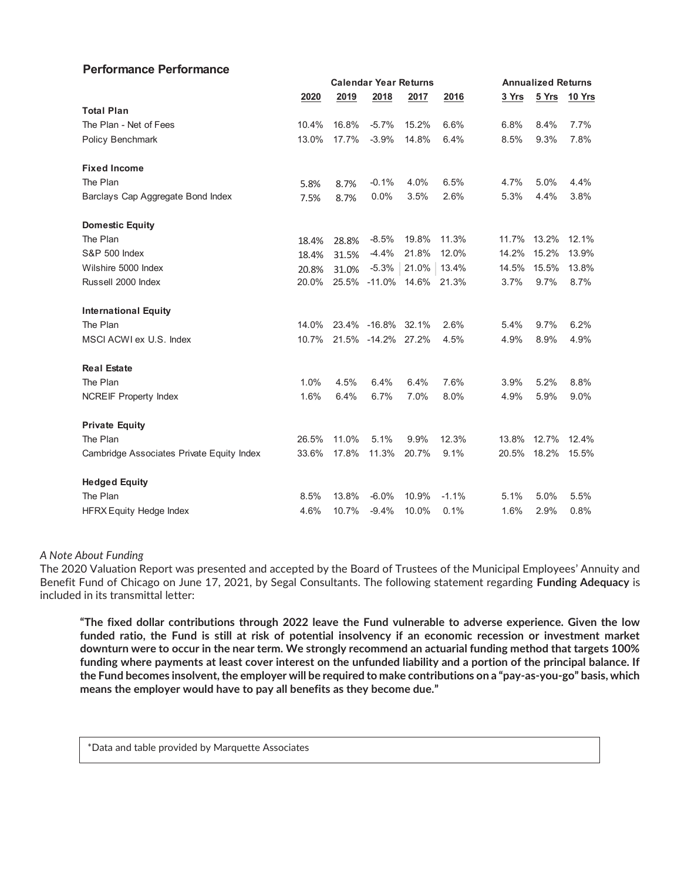## Performance Performance

| | Calendar Year Returns | | | | | Annualized Returns | | |
|---|---|---|---|---|---|---|---|---|
| | 2020 | 2019 | 2018 | 2017 | 2016 | 3 Yrs | 5 Yrs | 10 Yrs |
| **Total Plan** | | | | | | | | |
| The Plan - Net of Fees | 10.4% | 16.8% | -5.7% | 15.2% | 6.6% | 6.8% | 8.4% | 7.7% |
| Policy Benchmark | 13.0% | 17.7% | -3.9% | 14.8% | 6.4% | 8.5% | 9.3% | 7.8% |
| **Fixed Income** | | | | | | | | |
| The Plan | 5.8% | 8.7% | -0.1% | 4.0% | 6.5% | 4.7% | 5.0% | 4.4% |
| Barclays Cap Aggregate Bond Index | 7.5% | 8.7% | 0.0% | 3.5% | 2.6% | 5.3% | 4.4% | 3.8% |
| **Domestic Equity** | | | | | | | | |
| The Plan | 18.4% | 28.8% | -8.5% | 19.8% | 11.3% | 11.7% | 13.2% | 12.1% |
| S&P 500 Index | 18.4% | 31.5% | -4.4% | 21.8% | 12.0% | 14.2% | 15.2% | 13.9% |
| Wilshire 5000 Index | 20.8% | 31.0% | -5.3% | 21.0% | 13.4% | 14.5% | 15.5% | 13.8% |
| Russell 2000 Index | 20.0% | 25.5% | -11.0% | 14.6% | 21.3% | 3.7% | 9.7% | 8.7% |
| **International Equity** | | | | | | | | |
| The Plan | 14.0% | 23.4% | -16.8% | 32.1% | 2.6% | 5.4% | 9.7% | 6.2% |
| MSCI ACWI ex U.S. Index | 10.7% | 21.5% | -14.2% | 27.2% | 4.5% | 4.9% | 8.9% | 4.9% |
| **Real Estate** | | | | | | | | |
| The Plan | 1.0% | 4.5% | 6.4% | 6.4% | 7.6% | 3.9% | 5.2% | 8.8% |
| NCREIF Property Index | 1.6% | 6.4% | 6.7% | 7.0% | 8.0% | 4.9% | 5.9% | 9.0% |
| **Private Equity** | | | | | | | | |
| The Plan | 26.5% | 11.0% | 5.1% | 9.9% | 12.3% | 13.8% | 12.7% | 12.4% |
| Cambridge Associates Private Equity Index | 33.6% | 17.8% | 11.3% | 20.7% | 9.1% | 20.5% | 18.2% | 15.5% |
| **Hedged Equity** | | | | | | | | |
| The Plan | 8.5% | 13.8% | -6.0% | 10.9% | -1.1% | 5.1% | 5.0% | 5.5% |
| HFRX Equity Hedge Index | 4.6% | 10.7% | -9.4% | 10.0% | 0.1% | 1.6% | 2.9% | 0.8% |

*A Note About Funding*

The 2020 Valuation Report was presented and accepted by the Board of Trustees of the Municipal Employees' Annuity and Benefit Fund of Chicago on June 17, 2021, by Segal Consultants. The following statement regarding **Funding Adequacy** is included in its transmittal letter:

> **"The fixed dollar contributions through 2022 leave the Fund vulnerable to adverse experience. Given the low funded ratio, the Fund is still at risk of potential insolvency if an economic recession or investment market downturn were to occur in the near term. We strongly recommend an actuarial funding method that targets 100% funding where payments at least cover interest on the unfunded liability and a portion of the principal balance. If the Fund becomes insolvent, the employer will be required to make contributions on a "pay-as-you-go" basis, which means the employer would have to pay all benefits as they become due."**

*Data and table provided by Marquette Associates